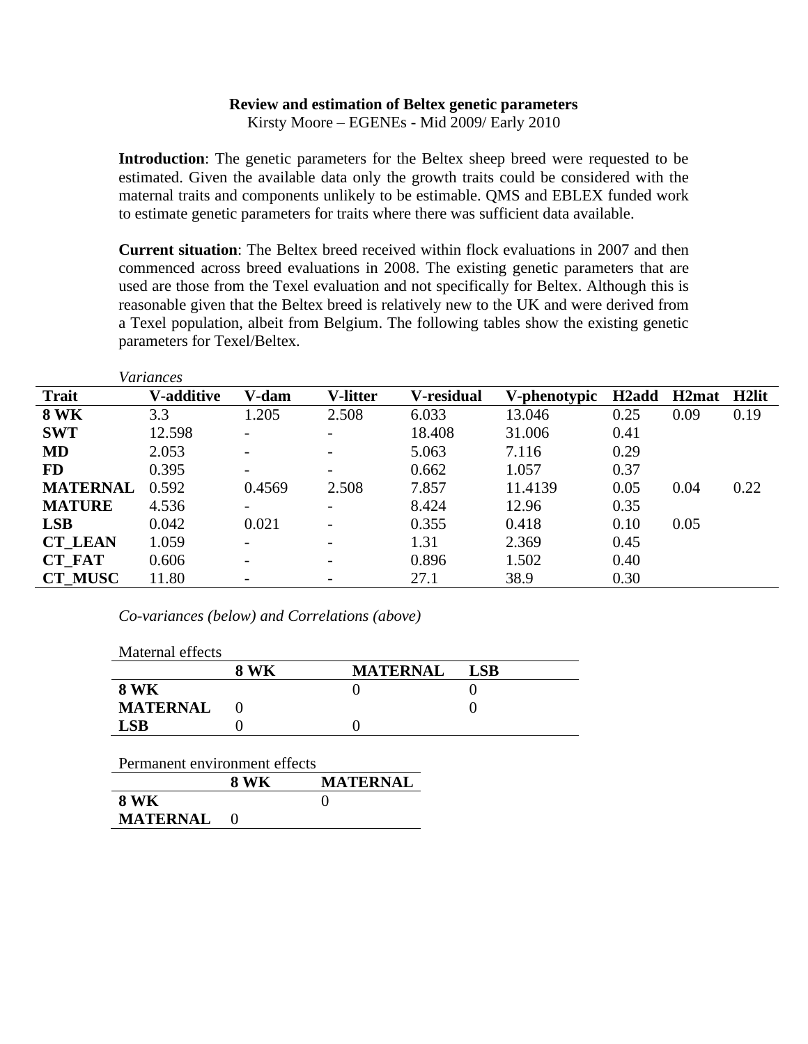**Review and estimation of Beltex genetic parameters**

Kirsty Moore – EGENEs - Mid 2009/ Early 2010

**Introduction**: The genetic parameters for the Beltex sheep breed were requested to be estimated. Given the available data only the growth traits could be considered with the maternal traits and components unlikely to be estimable. QMS and EBLEX funded work to estimate genetic parameters for traits where there was sufficient data available.

**Current situation**: The Beltex breed received within flock evaluations in 2007 and then commenced across breed evaluations in 2008. The existing genetic parameters that are used are those from the Texel evaluation and not specifically for Beltex. Although this is reasonable given that the Beltex breed is relatively new to the UK and were derived from a Texel population, albeit from Belgium. The following tables show the existing genetic parameters for Texel/Beltex.

*Variances*

| Trait | V-additive | V-dam | V-litter | V-residual | V-phenotypic | H2add | H2mat | H2lit |
|---|---|---|---|---|---|---|---|---|
| **8 WK** | 3.3 | 1.205 | 2.508 | 6.033 | 13.046 | 0.25 | 0.09 | 0.19 |
| **SWT** | 12.598 | - | - | 18.408 | 31.006 | 0.41 | | |
| **MD** | 2.053 | - | - | 5.063 | 7.116 | 0.29 | | |
| **FD** | 0.395 | - | - | 0.662 | 1.057 | 0.37 | | |
| **MATERNAL** | 0.592 | 0.4569 | 2.508 | 7.857 | 11.4139 | 0.05 | 0.04 | 0.22 |
| **MATURE** | 4.536 | - | - | 8.424 | 12.96 | 0.35 | | |
| **LSB** | 0.042 | 0.021 | - | 0.355 | 0.418 | 0.10 | 0.05 | |
| **CT_LEAN** | 1.059 | - | - | 1.31 | 2.369 | 0.45 | | |
| **CT_FAT** | 0.606 | - | - | 0.896 | 1.502 | 0.40 | | |
| **CT_MUSC** | 11.80 | - | - | 27.1 | 38.9 | 0.30 | | |

*Co-variances (below) and Correlations (above)*

Maternal effects

| | 8 WK | MATERNAL | LSB |
|---|---|---|---|
| **8 WK** | | 0 | 0 |
| **MATERNAL** | 0 | | 0 |
| **LSB** | 0 | 0 | |

Permanent environment effects

| | 8 WK | MATERNAL |
|---|---|---|
| **8 WK** | | 0 |
| **MATERNAL** | 0 | |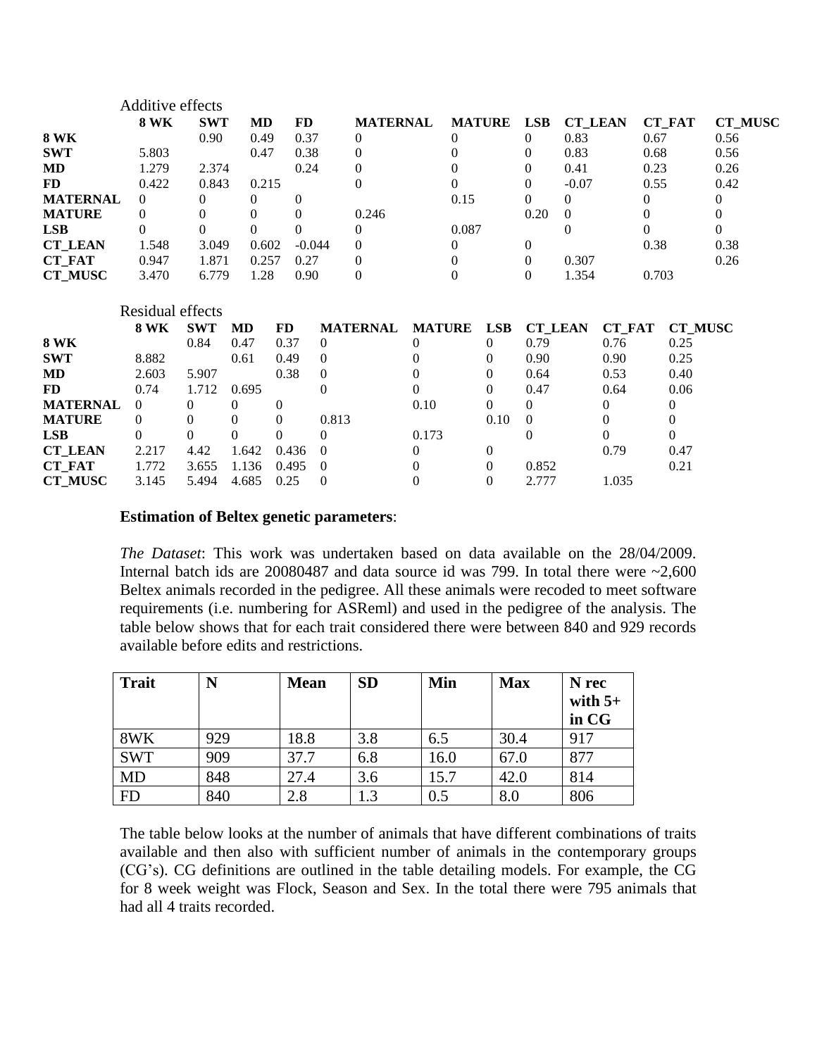Additive effects

| | 8 WK | SWT | MD | FD | MATERNAL | MATURE | LSB | CT_LEAN | CT_FAT | CT_MUSC |
|---|---|---|---|---|---|---|---|---|---|---|
| **8 WK** | | 0.90 | 0.49 | 0.37 | 0 | 0 | 0 | 0.83 | 0.67 | 0.56 |
| **SWT** | 5.803 | | 0.47 | 0.38 | 0 | 0 | 0 | 0.83 | 0.68 | 0.56 |
| **MD** | 1.279 | 2.374 | | 0.24 | 0 | 0 | 0 | 0.41 | 0.23 | 0.26 |
| **FD** | 0.422 | 0.843 | 0.215 | | 0 | 0 | 0 | -0.07 | 0.55 | 0.42 |
| **MATERNAL** | 0 | 0 | 0 | 0 | | 0.15 | 0 | 0 | 0 | 0 |
| **MATURE** | 0 | 0 | 0 | 0 | 0.246 | | 0.20 | 0 | 0 | 0 |
| **LSB** | 0 | 0 | 0 | 0 | 0 | 0.087 | | 0 | 0 | 0 |
| **CT_LEAN** | 1.548 | 3.049 | 0.602 | -0.044 | 0 | 0 | 0 | | 0.38 | 0.38 |
| **CT_FAT** | 0.947 | 1.871 | 0.257 | 0.27 | 0 | 0 | 0 | 0.307 | | 0.26 |
| **CT_MUSC** | 3.470 | 6.779 | 1.28 | 0.90 | 0 | 0 | 0 | 1.354 | 0.703 | |

Residual effects

| | 8 WK | SWT | MD | FD | MATERNAL | MATURE | LSB | CT_LEAN | CT_FAT | CT_MUSC |
|---|---|---|---|---|---|---|---|---|---|---|
| **8 WK** | | 0.84 | 0.47 | 0.37 | 0 | 0 | 0 | 0.79 | 0.76 | 0.25 |
| **SWT** | 8.882 | | 0.61 | 0.49 | 0 | 0 | 0 | 0.90 | 0.90 | 0.25 |
| **MD** | 2.603 | 5.907 | | 0.38 | 0 | 0 | 0 | 0.64 | 0.53 | 0.40 |
| **FD** | 0.74 | 1.712 | 0.695 | | 0 | 0 | 0 | 0.47 | 0.64 | 0.06 |
| **MATERNAL** | 0 | 0 | 0 | 0 | | 0.10 | 0 | 0 | 0 | 0 |
| **MATURE** | 0 | 0 | 0 | 0 | 0.813 | | 0.10 | 0 | 0 | 0 |
| **LSB** | 0 | 0 | 0 | 0 | 0 | 0.173 | | 0 | 0 | 0 |
| **CT_LEAN** | 2.217 | 4.42 | 1.642 | 0.436 | 0 | 0 | 0 | | 0.79 | 0.47 |
| **CT_FAT** | 1.772 | 3.655 | 1.136 | 0.495 | 0 | 0 | 0 | 0.852 | | 0.21 |
| **CT_MUSC** | 3.145 | 5.494 | 4.685 | 0.25 | 0 | 0 | 0 | 2.777 | 1.035 | |

**Estimation of Beltex genetic parameters**:

*The Dataset*: This work was undertaken based on data available on the 28/04/2009. Internal batch ids are 20080487 and data source id was 799. In total there were ~2,600 Beltex animals recorded in the pedigree. All these animals were recoded to meet software requirements (i.e. numbering for ASReml) and used in the pedigree of the analysis. The table below shows that for each trait considered there were between 840 and 929 records available before edits and restrictions.

| **Trait** | **N** | **Mean** | **SD** | **Min** | **Max** | **N rec with 5+ in CG** |
|---|---|---|---|---|---|---|
| 8WK | 929 | 18.8 | 3.8 | 6.5 | 30.4 | 917 |
| SWT | 909 | 37.7 | 6.8 | 16.0 | 67.0 | 877 |
| MD | 848 | 27.4 | 3.6 | 15.7 | 42.0 | 814 |
| FD | 840 | 2.8 | 1.3 | 0.5 | 8.0 | 806 |

The table below looks at the number of animals that have different combinations of traits available and then also with sufficient number of animals in the contemporary groups (CG's). CG definitions are outlined in the table detailing models. For example, the CG for 8 week weight was Flock, Season and Sex. In the total there were 795 animals that had all 4 traits recorded.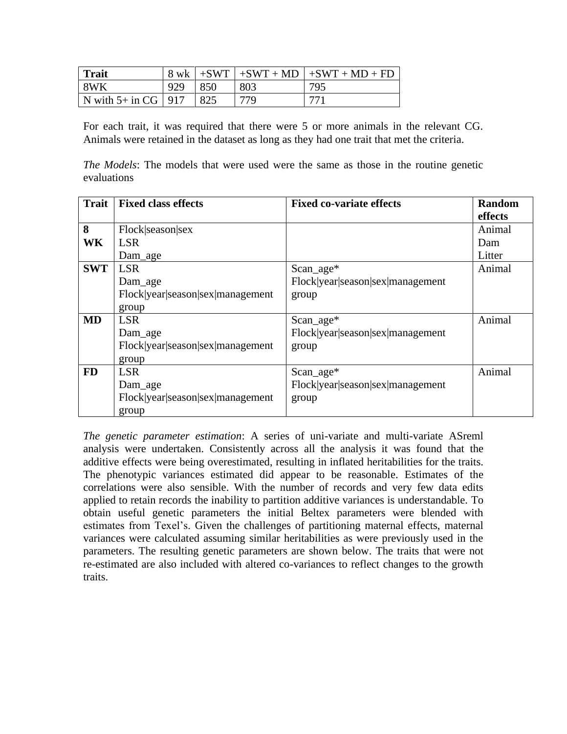| Trait | 8 wk | +SWT | +SWT + MD | +SWT + MD + FD |
|---|---|---|---|---|
| 8WK | 929 | 850 | 803 | 795 |
| N with 5+ in CG | 917 | 825 | 779 | 771 |

For each trait, it was required that there were 5 or more animals in the relevant CG. Animals were retained in the dataset as long as they had one trait that met the criteria.

*The Models*: The models that were used were the same as those in the routine genetic evaluations

| Trait | Fixed class effects | Fixed co-variate effects | Random effects |
|---|---|---|---|
| **8 WK** | Flock\|season\|sex<br>LSR<br>Dam_age | | Animal<br>Dam<br>Litter |
| **SWT** | LSR<br>Dam_age<br>Flock\|year\|season\|sex\|management group | Scan_age*<br>Flock\|year\|season\|sex\|management group | Animal |
| **MD** | LSR<br>Dam_age<br>Flock\|year\|season\|sex\|management group | Scan_age*<br>Flock\|year\|season\|sex\|management group | Animal |
| **FD** | LSR<br>Dam_age<br>Flock\|year\|season\|sex\|management group | Scan_age*<br>Flock\|year\|season\|sex\|management group | Animal |

*The genetic parameter estimation*: A series of uni-variate and multi-variate ASreml analysis were undertaken. Consistently across all the analysis it was found that the additive effects were being overestimated, resulting in inflated heritabilities for the traits. The phenotypic variances estimated did appear to be reasonable. Estimates of the correlations were also sensible. With the number of records and very few data edits applied to retain records the inability to partition additive variances is understandable. To obtain useful genetic parameters the initial Beltex parameters were blended with estimates from Texel's. Given the challenges of partitioning maternal effects, maternal variances were calculated assuming similar heritabilities as were previously used in the parameters. The resulting genetic parameters are shown below. The traits that were not re-estimated are also included with altered co-variances to reflect changes to the growth traits.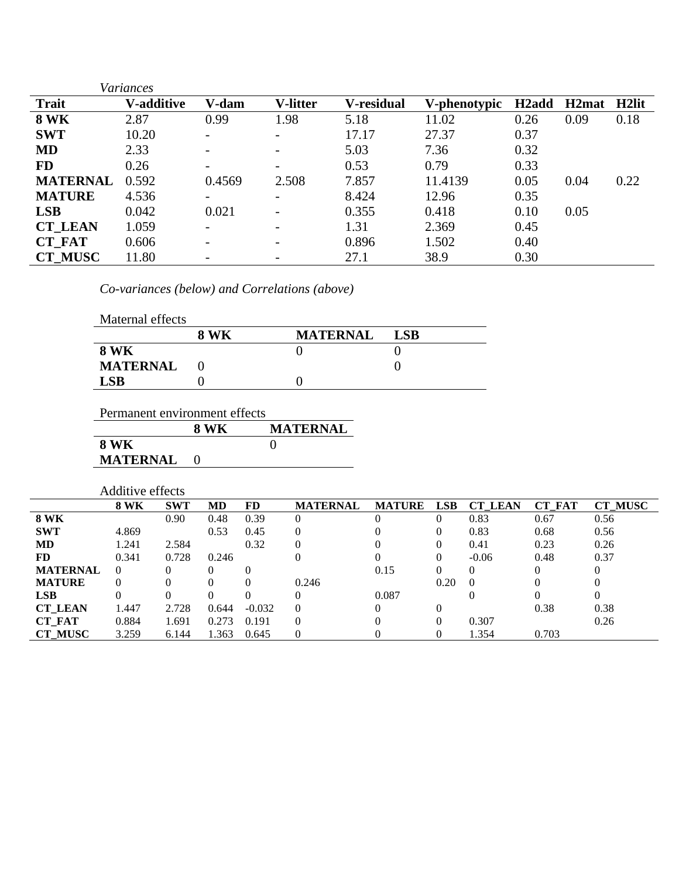*Variances*

| Trait | V-additive | V-dam | V-litter | V-residual | V-phenotypic | H2add | H2mat | H2lit |
|---|---|---|---|---|---|---|---|---|
| **8 WK** | 2.87 | 0.99 | 1.98 | 5.18 | 11.02 | 0.26 | 0.09 | 0.18 |
| **SWT** | 10.20 | - | - | 17.17 | 27.37 | 0.37 | | |
| **MD** | 2.33 | - | - | 5.03 | 7.36 | 0.32 | | |
| **FD** | 0.26 | - | - | 0.53 | 0.79 | 0.33 | | |
| **MATERNAL** | 0.592 | 0.4569 | 2.508 | 7.857 | 11.4139 | 0.05 | 0.04 | 0.22 |
| **MATURE** | 4.536 | - | - | 8.424 | 12.96 | 0.35 | | |
| **LSB** | 0.042 | 0.021 | - | 0.355 | 0.418 | 0.10 | 0.05 | |
| **CT_LEAN** | 1.059 | - | - | 1.31 | 2.369 | 0.45 | | |
| **CT_FAT** | 0.606 | - | - | 0.896 | 1.502 | 0.40 | | |
| **CT_MUSC** | 11.80 | - | - | 27.1 | 38.9 | 0.30 | | |

*Co-variances (below) and Correlations (above)*

Maternal effects

| | 8 WK | MATERNAL | LSB |
|---|---|---|---|
| **8 WK** | | 0 | 0 |
| **MATERNAL** | 0 | | 0 |
| **LSB** | 0 | 0 | |

Permanent environment effects

| | 8 WK | MATERNAL |
|---|---|---|
| **8 WK** | | 0 |
| **MATERNAL** | 0 | |

Additive effects

| | 8 WK | SWT | MD | FD | MATERNAL | MATURE | LSB | CT_LEAN | CT_FAT | CT_MUSC |
|---|---|---|---|---|---|---|---|---|---|---|
| **8 WK** | | 0.90 | 0.48 | 0.39 | 0 | 0 | 0 | 0.83 | 0.67 | 0.56 |
| **SWT** | 4.869 | | 0.53 | 0.45 | 0 | 0 | 0 | 0.83 | 0.68 | 0.56 |
| **MD** | 1.241 | 2.584 | | 0.32 | 0 | 0 | 0 | 0.41 | 0.23 | 0.26 |
| **FD** | 0.341 | 0.728 | 0.246 | | 0 | 0 | 0 | -0.06 | 0.48 | 0.37 |
| **MATERNAL** | 0 | 0 | 0 | 0 | | 0.15 | 0 | 0 | 0 | 0 |
| **MATURE** | 0 | 0 | 0 | 0 | 0.246 | | 0.20 | 0 | 0 | 0 |
| **LSB** | 0 | 0 | 0 | 0 | 0 | 0.087 | | 0 | 0 | 0 |
| **CT_LEAN** | 1.447 | 2.728 | 0.644 | -0.032 | 0 | 0 | 0 | | 0.38 | 0.38 |
| **CT_FAT** | 0.884 | 1.691 | 0.273 | 0.191 | 0 | 0 | 0 | 0.307 | | 0.26 |
| **CT_MUSC** | 3.259 | 6.144 | 1.363 | 0.645 | 0 | 0 | 0 | 1.354 | 0.703 | |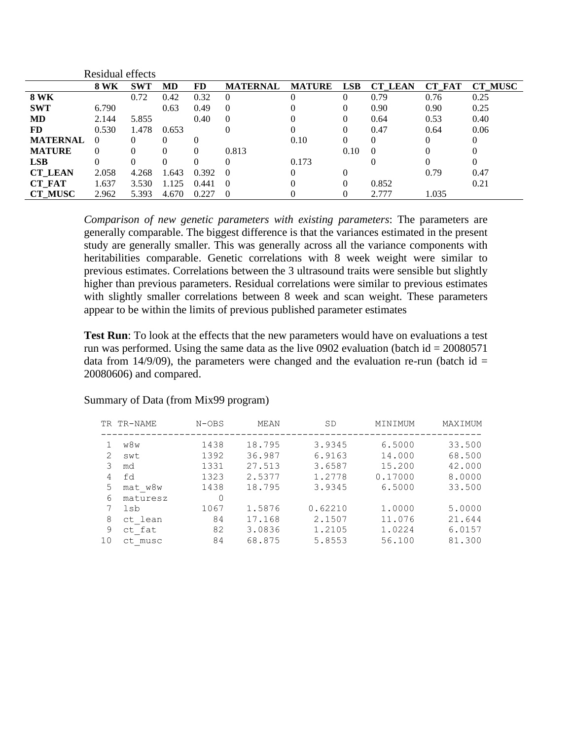Residual effects

| | 8 WK | SWT | MD | FD | MATERNAL | MATURE | LSB | CT_LEAN | CT_FAT | CT_MUSC |
|---|---|---|---|---|---|---|---|---|---|---|
| **8 WK** | | 0.72 | 0.42 | 0.32 | 0 | 0 | 0 | 0.79 | 0.76 | 0.25 |
| **SWT** | 6.790 | | 0.63 | 0.49 | 0 | 0 | 0 | 0.90 | 0.90 | 0.25 |
| **MD** | 2.144 | 5.855 | | 0.40 | 0 | 0 | 0 | 0.64 | 0.53 | 0.40 |
| **FD** | 0.530 | 1.478 | 0.653 | | 0 | 0 | 0 | 0.47 | 0.64 | 0.06 |
| **MATERNAL** | 0 | 0 | 0 | 0 | | 0.10 | 0 | 0 | 0 | 0 |
| **MATURE** | 0 | 0 | 0 | 0 | 0.813 | | 0.10 | 0 | 0 | 0 |
| **LSB** | 0 | 0 | 0 | 0 | 0 | 0.173 | | 0 | 0 | 0 |
| **CT_LEAN** | 2.058 | 4.268 | 1.643 | 0.392 | 0 | 0 | 0 | | 0.79 | 0.47 |
| **CT_FAT** | 1.637 | 3.530 | 1.125 | 0.441 | 0 | 0 | 0 | 0.852 | | 0.21 |
| **CT_MUSC** | 2.962 | 5.393 | 4.670 | 0.227 | 0 | 0 | 0 | 2.777 | 1.035 | |

*Comparison of new genetic parameters with existing parameters*: The parameters are generally comparable. The biggest difference is that the variances estimated in the present study are generally smaller. This was generally across all the variance components with heritabilities comparable. Genetic correlations with 8 week weight were similar to previous estimates. Correlations between the 3 ultrasound traits were sensible but slightly higher than previous parameters. Residual correlations were similar to previous estimates with slightly smaller correlations between 8 week and scan weight. These parameters appear to be within the limits of previous published parameter estimates

**Test Run**: To look at the effects that the new parameters would have on evaluations a test run was performed. Using the same data as the live 0902 evaluation (batch id = 20080571 data from 14/9/09), the parameters were changed and the evaluation re-run (batch id = 20080606) and compared.

Summary of Data (from Mix99 program)

```
 TR TR-NAME       N-OBS      MEAN         SD        MINIMUM     MAXIMUM
 ------------------------------------------------------------------------
  1  w8w          1438     18.795      3.9345       6.5000      33.500
  2  swt          1392     36.987      6.9163      14.000       68.500
  3  md           1331     27.513      3.6587      15.200       42.000
  4  fd           1323     2.5377      1.2778      0.17000      8.0000
  5  mat_w8w      1438     18.795      3.9345       6.5000      33.500
  6  maturesz        0
  7  lsb          1067     1.5876     0.62210       1.0000      5.0000
  8  ct_lean        84     17.168      2.1507      11.076       21.644
  9  ct_fat         82     3.0836      1.2105       1.0224      6.0157
 10  ct_musc        84     68.875      5.8553      56.100       81.300
```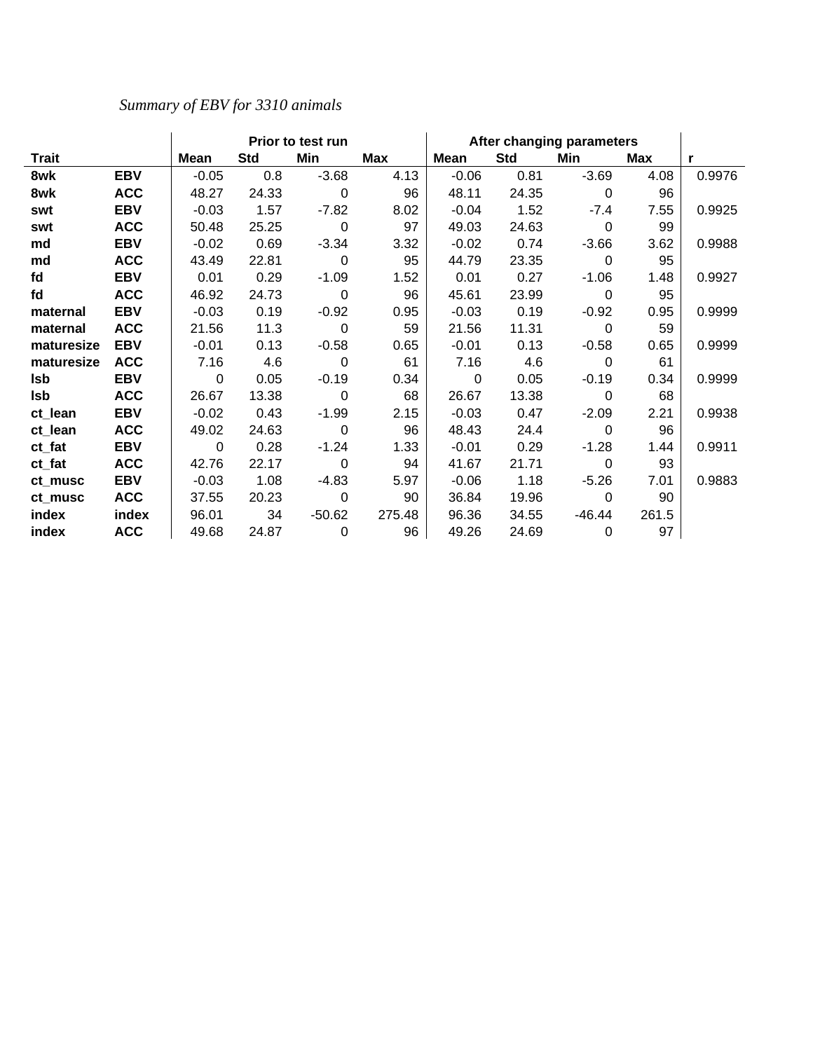*Summary of EBV for 3310 animals*

| | | Prior to test run | | | | After changing parameters | | | | |
|---|---|---|---|---|---|---|---|---|---|---|
| **Trait** | | **Mean** | **Std** | **Min** | **Max** | **Mean** | **Std** | **Min** | **Max** | **r** |
| **8wk** | **EBV** | -0.05 | 0.8 | -3.68 | 4.13 | -0.06 | 0.81 | -3.69 | 4.08 | 0.9976 |
| **8wk** | **ACC** | 48.27 | 24.33 | 0 | 96 | 48.11 | 24.35 | 0 | 96 | |
| **swt** | **EBV** | -0.03 | 1.57 | -7.82 | 8.02 | -0.04 | 1.52 | -7.4 | 7.55 | 0.9925 |
| **swt** | **ACC** | 50.48 | 25.25 | 0 | 97 | 49.03 | 24.63 | 0 | 99 | |
| **md** | **EBV** | -0.02 | 0.69 | -3.34 | 3.32 | -0.02 | 0.74 | -3.66 | 3.62 | 0.9988 |
| **md** | **ACC** | 43.49 | 22.81 | 0 | 95 | 44.79 | 23.35 | 0 | 95 | |
| **fd** | **EBV** | 0.01 | 0.29 | -1.09 | 1.52 | 0.01 | 0.27 | -1.06 | 1.48 | 0.9927 |
| **fd** | **ACC** | 46.92 | 24.73 | 0 | 96 | 45.61 | 23.99 | 0 | 95 | |
| **maternal** | **EBV** | -0.03 | 0.19 | -0.92 | 0.95 | -0.03 | 0.19 | -0.92 | 0.95 | 0.9999 |
| **maternal** | **ACC** | 21.56 | 11.3 | 0 | 59 | 21.56 | 11.31 | 0 | 59 | |
| **maturesize** | **EBV** | -0.01 | 0.13 | -0.58 | 0.65 | -0.01 | 0.13 | -0.58 | 0.65 | 0.9999 |
| **maturesize** | **ACC** | 7.16 | 4.6 | 0 | 61 | 7.16 | 4.6 | 0 | 61 | |
| **lsb** | **EBV** | 0 | 0.05 | -0.19 | 0.34 | 0 | 0.05 | -0.19 | 0.34 | 0.9999 |
| **lsb** | **ACC** | 26.67 | 13.38 | 0 | 68 | 26.67 | 13.38 | 0 | 68 | |
| **ct_lean** | **EBV** | -0.02 | 0.43 | -1.99 | 2.15 | -0.03 | 0.47 | -2.09 | 2.21 | 0.9938 |
| **ct_lean** | **ACC** | 49.02 | 24.63 | 0 | 96 | 48.43 | 24.4 | 0 | 96 | |
| **ct_fat** | **EBV** | 0 | 0.28 | -1.24 | 1.33 | -0.01 | 0.29 | -1.28 | 1.44 | 0.9911 |
| **ct_fat** | **ACC** | 42.76 | 22.17 | 0 | 94 | 41.67 | 21.71 | 0 | 93 | |
| **ct_musc** | **EBV** | -0.03 | 1.08 | -4.83 | 5.97 | -0.06 | 1.18 | -5.26 | 7.01 | 0.9883 |
| **ct_musc** | **ACC** | 37.55 | 20.23 | 0 | 90 | 36.84 | 19.96 | 0 | 90 | |
| **index** | **index** | 96.01 | 34 | -50.62 | 275.48 | 96.36 | 34.55 | -46.44 | 261.5 | |
| **index** | **ACC** | 49.68 | 24.87 | 0 | 96 | 49.26 | 24.69 | 0 | 97 | |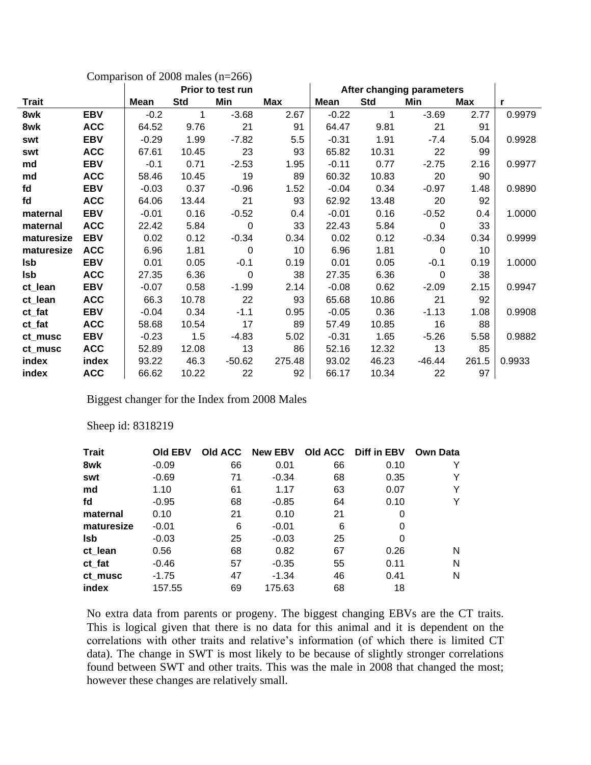Comparison of 2008 males (n=266)

| Trait | | Prior to test run | | | | After changing parameters | | | | |
|---|---|---|---|---|---|---|---|---|---|---|
| | | Mean | Std | Min | Max | Mean | Std | Min | Max | r |
| 8wk | EBV | -0.2 | 1 | -3.68 | 2.67 | -0.22 | 1 | -3.69 | 2.77 | 0.9979 |
| 8wk | ACC | 64.52 | 9.76 | 21 | 91 | 64.47 | 9.81 | 21 | 91 | |
| swt | EBV | -0.29 | 1.99 | -7.82 | 5.5 | -0.31 | 1.91 | -7.4 | 5.04 | 0.9928 |
| swt | ACC | 67.61 | 10.45 | 23 | 93 | 65.82 | 10.31 | 22 | 99 | |
| md | EBV | -0.1 | 0.71 | -2.53 | 1.95 | -0.11 | 0.77 | -2.75 | 2.16 | 0.9977 |
| md | ACC | 58.46 | 10.45 | 19 | 89 | 60.32 | 10.83 | 20 | 90 | |
| fd | EBV | -0.03 | 0.37 | -0.96 | 1.52 | -0.04 | 0.34 | -0.97 | 1.48 | 0.9890 |
| fd | ACC | 64.06 | 13.44 | 21 | 93 | 62.92 | 13.48 | 20 | 92 | |
| maternal | EBV | -0.01 | 0.16 | -0.52 | 0.4 | -0.01 | 0.16 | -0.52 | 0.4 | 1.0000 |
| maternal | ACC | 22.42 | 5.84 | 0 | 33 | 22.43 | 5.84 | 0 | 33 | |
| maturesize | EBV | 0.02 | 0.12 | -0.34 | 0.34 | 0.02 | 0.12 | -0.34 | 0.34 | 0.9999 |
| maturesize | ACC | 6.96 | 1.81 | 0 | 10 | 6.96 | 1.81 | 0 | 10 | |
| lsb | EBV | 0.01 | 0.05 | -0.1 | 0.19 | 0.01 | 0.05 | -0.1 | 0.19 | 1.0000 |
| lsb | ACC | 27.35 | 6.36 | 0 | 38 | 27.35 | 6.36 | 0 | 38 | |
| ct_lean | EBV | -0.07 | 0.58 | -1.99 | 2.14 | -0.08 | 0.62 | -2.09 | 2.15 | 0.9947 |
| ct_lean | ACC | 66.3 | 10.78 | 22 | 93 | 65.68 | 10.86 | 21 | 92 | |
| ct_fat | EBV | -0.04 | 0.34 | -1.1 | 0.95 | -0.05 | 0.36 | -1.13 | 1.08 | 0.9908 |
| ct_fat | ACC | 58.68 | 10.54 | 17 | 89 | 57.49 | 10.85 | 16 | 88 | |
| ct_musc | EBV | -0.23 | 1.5 | -4.83 | 5.02 | -0.31 | 1.65 | -5.26 | 5.58 | 0.9882 |
| ct_musc | ACC | 52.89 | 12.08 | 13 | 86 | 52.16 | 12.32 | 13 | 85 | |
| index | index | 93.22 | 46.3 | -50.62 | 275.48 | 93.02 | 46.23 | -46.44 | 261.5 | 0.9933 |
| index | ACC | 66.62 | 10.22 | 22 | 92 | 66.17 | 10.34 | 22 | 97 | |

Biggest changer for the Index from 2008 Males

Sheep id: 8318219

| Trait | Old EBV | Old ACC | New EBV | Old ACC | Diff in EBV | Own Data |
|---|---|---|---|---|---|---|
| 8wk | -0.09 | 66 | 0.01 | 66 | 0.10 | Y |
| swt | -0.69 | 71 | -0.34 | 68 | 0.35 | Y |
| md | 1.10 | 61 | 1.17 | 63 | 0.07 | Y |
| fd | -0.95 | 68 | -0.85 | 64 | 0.10 | Y |
| maternal | 0.10 | 21 | 0.10 | 21 | 0 | |
| maturesize | -0.01 | 6 | -0.01 | 6 | 0 | |
| lsb | -0.03 | 25 | -0.03 | 25 | 0 | |
| ct_lean | 0.56 | 68 | 0.82 | 67 | 0.26 | N |
| ct_fat | -0.46 | 57 | -0.35 | 55 | 0.11 | N |
| ct_musc | -1.75 | 47 | -1.34 | 46 | 0.41 | N |
| index | 157.55 | 69 | 175.63 | 68 | 18 | |

No extra data from parents or progeny. The biggest changing EBVs are the CT traits. This is logical given that there is no data for this animal and it is dependent on the correlations with other traits and relative's information (of which there is limited CT data). The change in SWT is most likely to be because of slightly stronger correlations found between SWT and other traits. This was the male in 2008 that changed the most; however these changes are relatively small.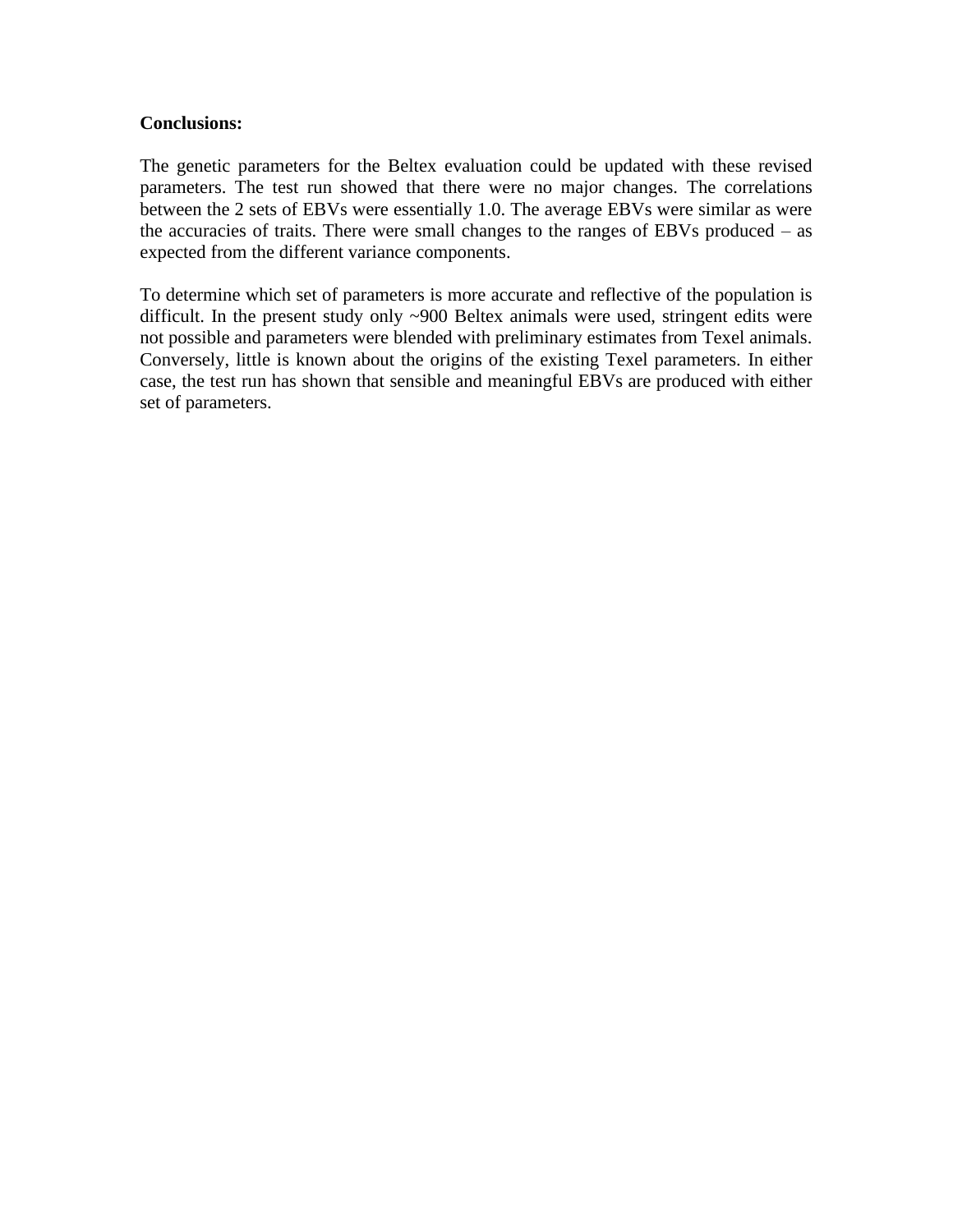**Conclusions:**

The genetic parameters for the Beltex evaluation could be updated with these revised parameters. The test run showed that there were no major changes. The correlations between the 2 sets of EBVs were essentially 1.0. The average EBVs were similar as were the accuracies of traits. There were small changes to the ranges of EBVs produced – as expected from the different variance components.

To determine which set of parameters is more accurate and reflective of the population is difficult. In the present study only ~900 Beltex animals were used, stringent edits were not possible and parameters were blended with preliminary estimates from Texel animals. Conversely, little is known about the origins of the existing Texel parameters. In either case, the test run has shown that sensible and meaningful EBVs are produced with either set of parameters.